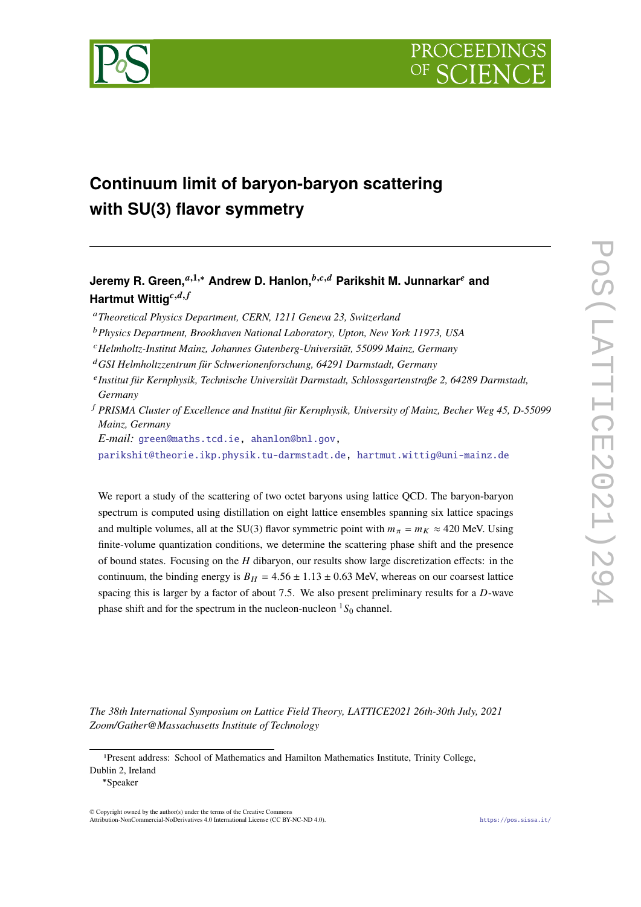# Continuum limit of baryon-baryon scattering with SU(3) flavor symmetry

**Jeremy R. Green,[a,1,*] Andrew D. Hanlon,[b,c,d] Parikshit M. Junnarkar[e] and Hartmut Wittig[c,d,f]**

[a] *Theoretical Physics Department, CERN, 1211 Geneva 23, Switzerland*

[b] *Physics Department, Brookhaven National Laboratory, Upton, New York 11973, USA*

[c] *Helmholtz-Institut Mainz, Johannes Gutenberg-Universität, 55099 Mainz, Germany*

[d] *GSI Helmholtzzentrum für Schwerionenforschung, 64291 Darmstadt, Germany*

[e] *Institut für Kernphysik, Technische Universität Darmstadt, Schlossgartenstraße 2, 64289 Darmstadt, Germany*

[f] *PRISMA Cluster of Excellence and Institut für Kernphysik, University of Mainz, Becher Weg 45, D-55099 Mainz, Germany*

*E-mail:* green@maths.tcd.ie, ahanlon@bnl.gov, parikshit@theorie.ikp.physik.tu-darmstadt.de, hartmut.wittig@uni-mainz.de

We report a study of the scattering of two octet baryons using lattice QCD. The baryon-baryon spectrum is computed using distillation on eight lattice ensembles spanning six lattice spacings and multiple volumes, all at the SU(3) flavor symmetric point with $m_\pi = m_K \approx 420$ MeV. Using finite-volume quantization conditions, we determine the scattering phase shift and the presence of bound states. Focusing on the $H$ dibaryon, our results show large discretization effects: in the continuum, the binding energy is $B_H = 4.56 \pm 1.13 \pm 0.63$ MeV, whereas on our coarsest lattice spacing this is larger by a factor of about 7.5. We also present preliminary results for a $D$-wave phase shift and for the spectrum in the nucleon-nucleon $^1S_0$ channel.

*The 38th International Symposium on Lattice Field Theory, LATTICE2021 26th-30th July, 2021 Zoom/Gather@Massachusetts Institute of Technology*

---

[1] Present address: School of Mathematics and Hamilton Mathematics Institute, Trinity College, Dublin 2, Ireland

[*] Speaker

© Copyright owned by the author(s) under the terms of the Creative Commons Attribution-NonCommercial-NoDerivatives 4.0 International License (CC BY-NC-ND 4.0).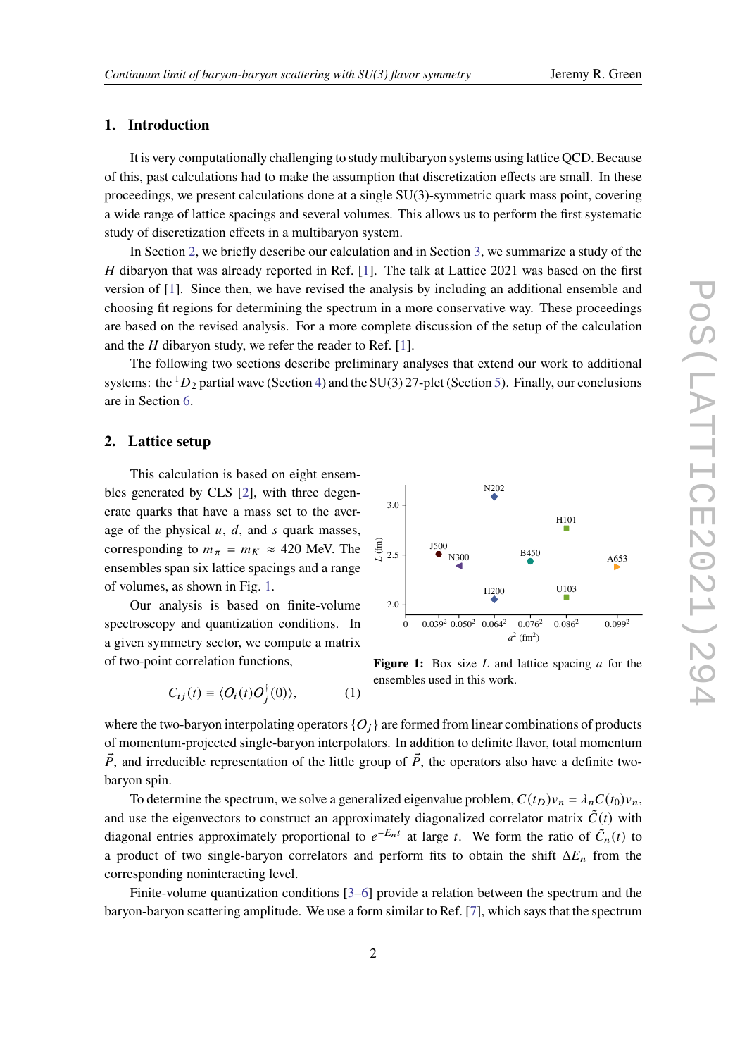## 1. Introduction

It is very computationally challenging to study multibaryon systems using lattice QCD. Because of this, past calculations had to make the assumption that discretization effects are small. In these proceedings, we present calculations done at a single SU(3)-symmetric quark mass point, covering a wide range of lattice spacings and several volumes. This allows us to perform the first systematic study of discretization effects in a multibaryon system.

In Section 2, we briefly describe our calculation and in Section 3, we summarize a study of the $H$ dibaryon that was already reported in Ref. [1]. The talk at Lattice 2021 was based on the first version of [1]. Since then, we have revised the analysis by including an additional ensemble and choosing fit regions for determining the spectrum in a more conservative way. These proceedings are based on the revised analysis. For a more complete discussion of the setup of the calculation and the $H$ dibaryon study, we refer the reader to Ref. [1].

The following two sections describe preliminary analyses that extend our work to additional systems: the ${}^1D_2$ partial wave (Section 4) and the SU(3) 27-plet (Section 5). Finally, our conclusions are in Section 6.

## 2. Lattice setup

This calculation is based on eight ensembles generated by CLS [2], with three degenerate quarks that have a mass set to the average of the physical $u$, $d$, and $s$ quark masses, corresponding to $m_\pi = m_K \approx 420$ MeV. The ensembles span six lattice spacings and a range of volumes, as shown in Fig. 1.

**Figure 1:** Box size $L$ and lattice spacing $a$ for the ensembles used in this work.

Our analysis is based on finite-volume spectroscopy and quantization conditions. In a given symmetry sector, we compute a matrix of two-point correlation functions,

$$C_{ij}(t) \equiv \langle O_i(t) O_j^\dagger(0) \rangle, \tag{1}$$

where the two-baryon interpolating operators $\{O_j\}$ are formed from linear combinations of products of momentum-projected single-baryon interpolators. In addition to definite flavor, total momentum $\vec{P}$, and irreducible representation of the little group of $\vec{P}$, the operators also have a definite two-baryon spin.

To determine the spectrum, we solve a generalized eigenvalue problem, $C(t_D)v_n = \lambda_n C(t_0)v_n$, and use the eigenvectors to construct an approximately diagonalized correlator matrix $\tilde{C}(t)$ with diagonal entries approximately proportional to $e^{-E_n t}$ at large $t$. We form the ratio of $\tilde{C}_n(t)$ to a product of two single-baryon correlators and perform fits to obtain the shift $\Delta E_n$ from the corresponding noninteracting level.

Finite-volume quantization conditions [3–6] provide a relation between the spectrum and the baryon-baryon scattering amplitude. We use a form similar to Ref. [7], which says that the spectrum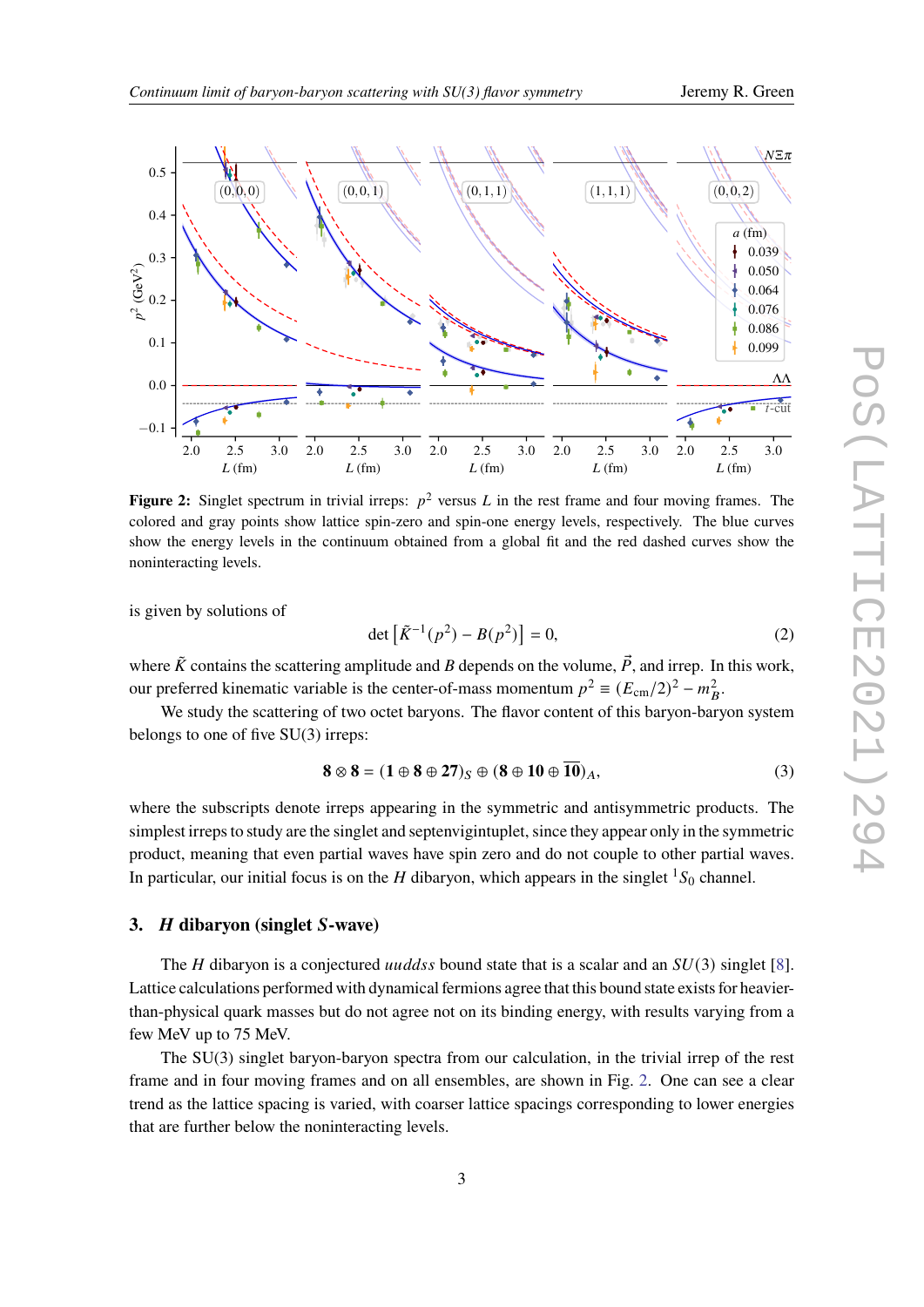**Figure 2:** Singlet spectrum in trivial irreps: $p^2$ versus $L$ in the rest frame and four moving frames. The colored and gray points show lattice spin-zero and spin-one energy levels, respectively. The blue curves show the energy levels in the continuum obtained from a global fit and the red dashed curves show the noninteracting levels.

is given by solutions of

$$\det\left[\tilde{K}^{-1}(p^2) - B(p^2)\right] = 0, \tag{2}$$

where $\tilde{K}$ contains the scattering amplitude and $B$ depends on the volume, $\vec{P}$, and irrep. In this work, our preferred kinematic variable is the center-of-mass momentum $p^2 \equiv (E_{\text{cm}}/2)^2 - m_B^2$.

We study the scattering of two octet baryons. The flavor content of this baryon-baryon system belongs to one of five SU(3) irreps:

$$\mathbf{8} \otimes \mathbf{8} = (\mathbf{1} \oplus \mathbf{8} \oplus \mathbf{27})_S \oplus (\mathbf{8} \oplus \mathbf{10} \oplus \overline{\mathbf{10}})_A, \tag{3}$$

where the subscripts denote irreps appearing in the symmetric and antisymmetric products. The simplest irreps to study are the singlet and septenvigintuplet, since they appear only in the symmetric product, meaning that even partial waves have spin zero and do not couple to other partial waves. In particular, our initial focus is on the $H$ dibaryon, which appears in the singlet ${}^1S_0$ channel.

## 3. *H* dibaryon (singlet *S*-wave)

The $H$ dibaryon is a conjectured *uuddss* bound state that is a scalar and an $SU(3)$ singlet [8]. Lattice calculations performed with dynamical fermions agree that this bound state exists for heavier-than-physical quark masses but do not agree not on its binding energy, with results varying from a few MeV up to 75 MeV.

The SU(3) singlet baryon-baryon spectra from our calculation, in the trivial irrep of the rest frame and in four moving frames and on all ensembles, are shown in Fig. 2. One can see a clear trend as the lattice spacing is varied, with coarser lattice spacings corresponding to lower energies that are further below the noninteracting levels.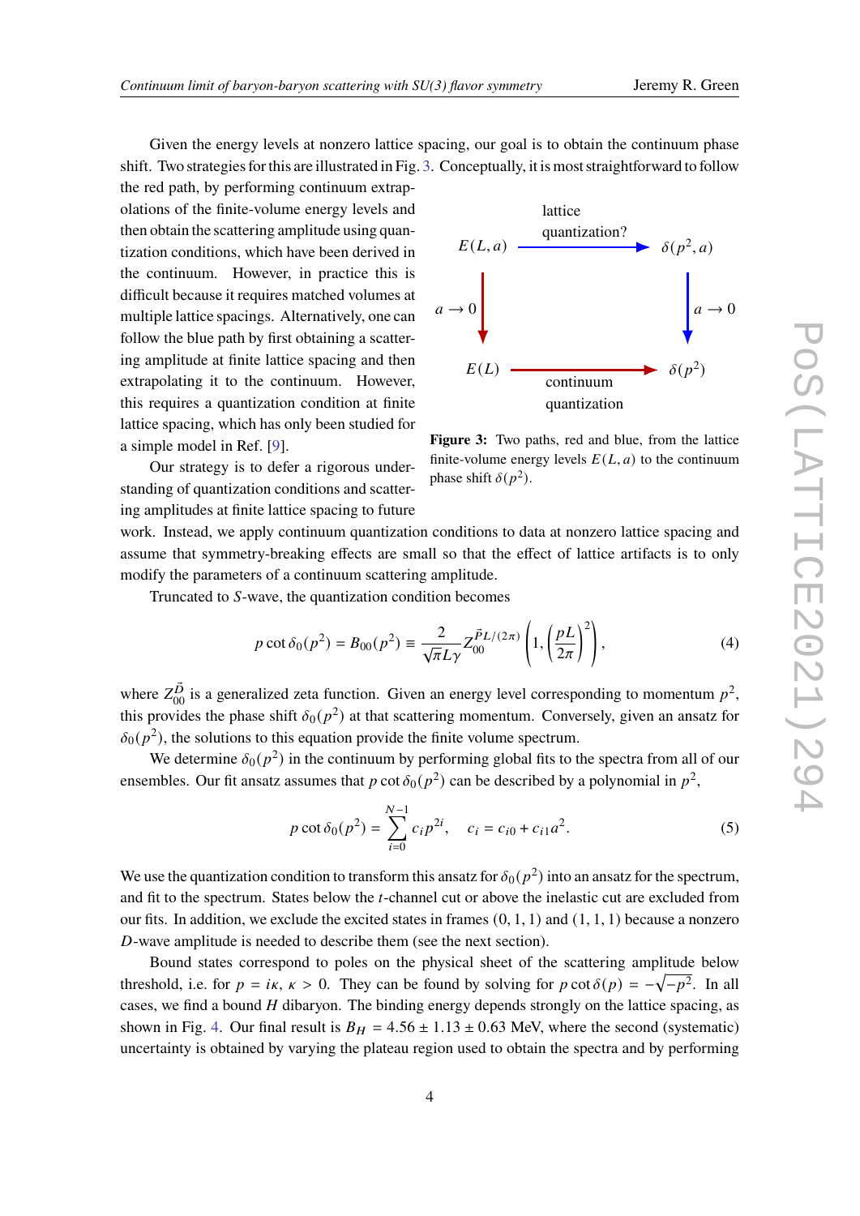Given the energy levels at nonzero lattice spacing, our goal is to obtain the continuum phase shift. Two strategies for this are illustrated in Fig. 3. Conceptually, it is most straightforward to follow the red path, by performing continuum extrapolations of the finite-volume energy levels and then obtain the scattering amplitude using quantization conditions, which have been derived in the continuum. However, in practice this is difficult because it requires matched volumes at multiple lattice spacings. Alternatively, one can follow the blue path by first obtaining a scattering amplitude at finite lattice spacing and then extrapolating it to the continuum. However, this requires a quantization condition at finite lattice spacing, which has only been studied for a simple model in Ref. [9].

**Figure 3:** Two paths, red and blue, from the lattice finite-volume energy levels $E(L,a)$ to the continuum phase shift $\delta(p^2)$.

Our strategy is to defer a rigorous understanding of quantization conditions and scattering amplitudes at finite lattice spacing to future work. Instead, we apply continuum quantization conditions to data at nonzero lattice spacing and assume that symmetry-breaking effects are small so that the effect of lattice artifacts is to only modify the parameters of a continuum scattering amplitude.

Truncated to $S$-wave, the quantization condition becomes

$$p \cot \delta_0(p^2) = B_{00}(p^2) \equiv \frac{2}{\sqrt{\pi} L \gamma} Z_{00}^{\vec{P}L/(2\pi)}\left(1, \left(\frac{pL}{2\pi}\right)^2\right), \tag{4}$$

where $Z_{00}^{\vec{D}}$ is a generalized zeta function. Given an energy level corresponding to momentum $p^2$, this provides the phase shift $\delta_0(p^2)$ at that scattering momentum. Conversely, given an ansatz for $\delta_0(p^2)$, the solutions to this equation provide the finite volume spectrum.

We determine $\delta_0(p^2)$ in the continuum by performing global fits to the spectra from all of our ensembles. Our fit ansatz assumes that $p \cot \delta_0(p^2)$ can be described by a polynomial in $p^2$,

$$p \cot \delta_0(p^2) = \sum_{i=0}^{N-1} c_i p^{2i}, \quad c_i = c_{i0} + c_{i1} a^2. \tag{5}$$

We use the quantization condition to transform this ansatz for $\delta_0(p^2)$ into an ansatz for the spectrum, and fit to the spectrum. States below the $t$-channel cut or above the inelastic cut are excluded from our fits. In addition, we exclude the excited states in frames $(0,1,1)$ and $(1,1,1)$ because a nonzero $D$-wave amplitude is needed to describe them (see the next section).

Bound states correspond to poles on the physical sheet of the scattering amplitude below threshold, i.e. for $p = i\kappa$, $\kappa > 0$. They can be found by solving for $p \cot \delta(p) = -\sqrt{-p^2}$. In all cases, we find a bound $H$ dibaryon. The binding energy depends strongly on the lattice spacing, as shown in Fig. 4. Our final result is $B_H = 4.56 \pm 1.13 \pm 0.63$ MeV, where the second (systematic) uncertainty is obtained by varying the plateau region used to obtain the spectra and by performing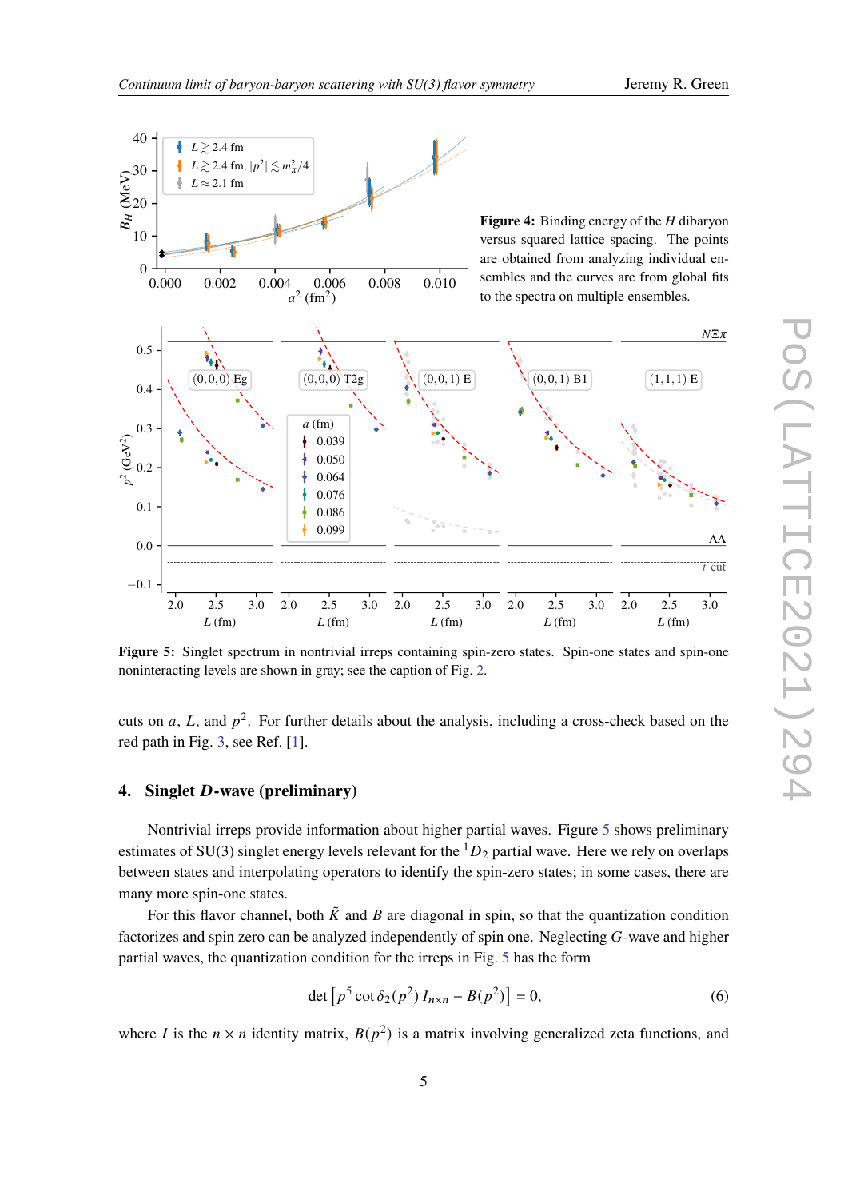**Figure 4:** Binding energy of the $H$ dibaryon versus squared lattice spacing. The points are obtained from analyzing individual ensembles and the curves are from global fits to the spectra on multiple ensembles.

**Figure 5:** Singlet spectrum in nontrivial irreps containing spin-zero states. Spin-one states and spin-one noninteracting levels are shown in gray; see the caption of Fig. 2.

cuts on $a$, $L$, and $p^2$. For further details about the analysis, including a cross-check based on the red path in Fig. 3, see Ref. [1].

## 4. Singlet *D*-wave (preliminary)

Nontrivial irreps provide information about higher partial waves. Figure 5 shows preliminary estimates of SU(3) singlet energy levels relevant for the ${}^1D_2$ partial wave. Here we rely on overlaps between states and interpolating operators to identify the spin-zero states; in some cases, there are many more spin-one states.

For this flavor channel, both $\tilde{K}$ and $B$ are diagonal in spin, so that the quantization condition factorizes and spin zero can be analyzed independently of spin one. Neglecting $G$-wave and higher partial waves, the quantization condition for the irreps in Fig. 5 has the form

$$\det\left[p^5 \cot\delta_2(p^2)\, I_{n\times n} - B(p^2)\right] = 0, \tag{6}$$

where $I$ is the $n \times n$ identity matrix, $B(p^2)$ is a matrix involving generalized zeta functions, and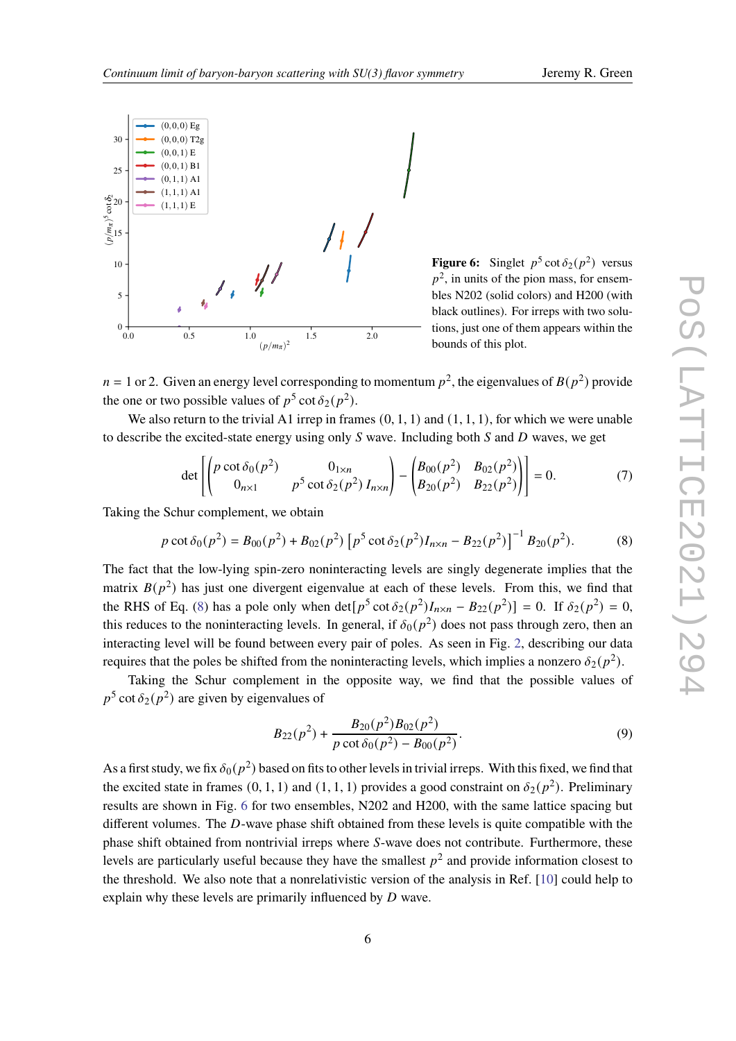Figure 6: Singlet $p^5 \cot \delta_2(p^2)$ versus $p^2$, in units of the pion mass, for ensembles N202 (solid colors) and H200 (with black outlines). For irreps with two solutions, just one of them appears within the bounds of this plot.

$n = 1$ or 2. Given an energy level corresponding to momentum $p^2$, the eigenvalues of $B(p^2)$ provide the one or two possible values of $p^5 \cot \delta_2(p^2)$.

We also return to the trivial A1 irrep in frames (0, 1, 1) and (1, 1, 1), for which we were unable to describe the excited-state energy using only $S$ wave. Including both $S$ and $D$ waves, we get

$$\det \left[ \begin{pmatrix} p \cot \delta_0(p^2) & 0_{1\times n} \\ 0_{n\times 1} & p^5 \cot \delta_2(p^2)\, I_{n\times n} \end{pmatrix} - \begin{pmatrix} B_{00}(p^2) & B_{02}(p^2) \\ B_{20}(p^2) & B_{22}(p^2) \end{pmatrix} \right] = 0. \tag{7}$$

Taking the Schur complement, we obtain

$$p \cot \delta_0(p^2) = B_{00}(p^2) + B_{02}(p^2) \left[ p^5 \cot \delta_2(p^2) I_{n\times n} - B_{22}(p^2) \right]^{-1} B_{20}(p^2). \tag{8}$$

The fact that the low-lying spin-zero noninteracting levels are singly degenerate implies that the matrix $B(p^2)$ has just one divergent eigenvalue at each of these levels. From this, we find that the RHS of Eq. (8) has a pole only when $\det[p^5 \cot \delta_2(p^2) I_{n\times n} - B_{22}(p^2)] = 0$. If $\delta_2(p^2) = 0$, this reduces to the noninteracting levels. In general, if $\delta_0(p^2)$ does not pass through zero, then an interacting level will be found between every pair of poles. As seen in Fig. 2, describing our data requires that the poles be shifted from the noninteracting levels, which implies a nonzero $\delta_2(p^2)$.

Taking the Schur complement in the opposite way, we find that the possible values of $p^5 \cot \delta_2(p^2)$ are given by eigenvalues of

$$B_{22}(p^2) + \frac{B_{20}(p^2) B_{02}(p^2)}{p \cot \delta_0(p^2) - B_{00}(p^2)}. \tag{9}$$

As a first study, we fix $\delta_0(p^2)$ based on fits to other levels in trivial irreps. With this fixed, we find that the excited state in frames (0, 1, 1) and (1, 1, 1) provides a good constraint on $\delta_2(p^2)$. Preliminary results are shown in Fig. 6 for two ensembles, N202 and H200, with the same lattice spacing but different volumes. The $D$-wave phase shift obtained from these levels is quite compatible with the phase shift obtained from nontrivial irreps where $S$-wave does not contribute. Furthermore, these levels are particularly useful because they have the smallest $p^2$ and provide information closest to the threshold. We also note that a nonrelativistic version of the analysis in Ref. [10] could help to explain why these levels are primarily influenced by $D$ wave.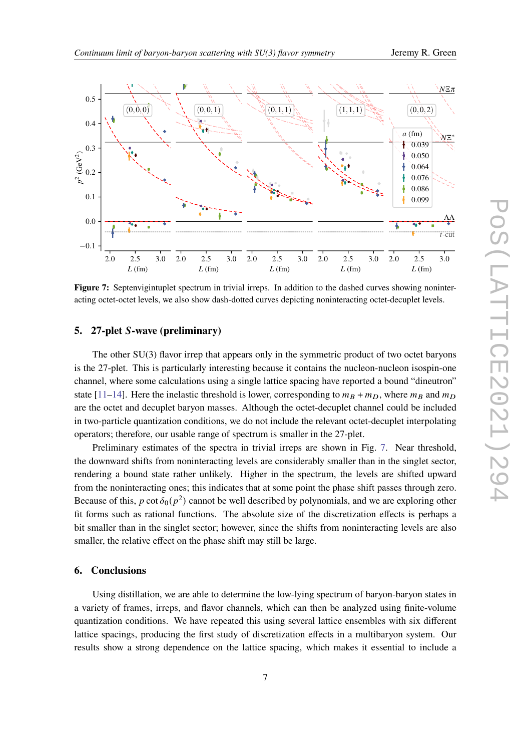**Figure 7:** Septenvigintuplet spectrum in trivial irreps. In addition to the dashed curves showing noninteracting octet-octet levels, we also show dash-dotted curves depicting noninteracting octet-decuplet levels.

## 5. 27-plet $S$-wave (preliminary)

The other SU(3) flavor irrep that appears only in the symmetric product of two octet baryons is the 27-plet. This is particularly interesting because it contains the nucleon-nucleon isospin-one channel, where some calculations using a single lattice spacing have reported a bound "dineutron" state [11–14]. Here the inelastic threshold is lower, corresponding to $m_B + m_D$, where $m_B$ and $m_D$ are the octet and decuplet baryon masses. Although the octet-decuplet channel could be included in two-particle quantization conditions, we do not include the relevant octet-decuplet interpolating operators; therefore, our usable range of spectrum is smaller in the 27-plet.

Preliminary estimates of the spectra in trivial irreps are shown in Fig. 7. Near threshold, the downward shifts from noninteracting levels are considerably smaller than in the singlet sector, rendering a bound state rather unlikely. Higher in the spectrum, the levels are shifted upward from the noninteracting ones; this indicates that at some point the phase shift passes through zero. Because of this, $p \cot \delta_0(p^2)$ cannot be well described by polynomials, and we are exploring other fit forms such as rational functions. The absolute size of the discretization effects is perhaps a bit smaller than in the singlet sector; however, since the shifts from noninteracting levels are also smaller, the relative effect on the phase shift may still be large.

## 6. Conclusions

Using distillation, we are able to determine the low-lying spectrum of baryon-baryon states in a variety of frames, irreps, and flavor channels, which can then be analyzed using finite-volume quantization conditions. We have repeated this using several lattice ensembles with six different lattice spacings, producing the first study of discretization effects in a multibaryon system. Our results show a strong dependence on the lattice spacing, which makes it essential to include a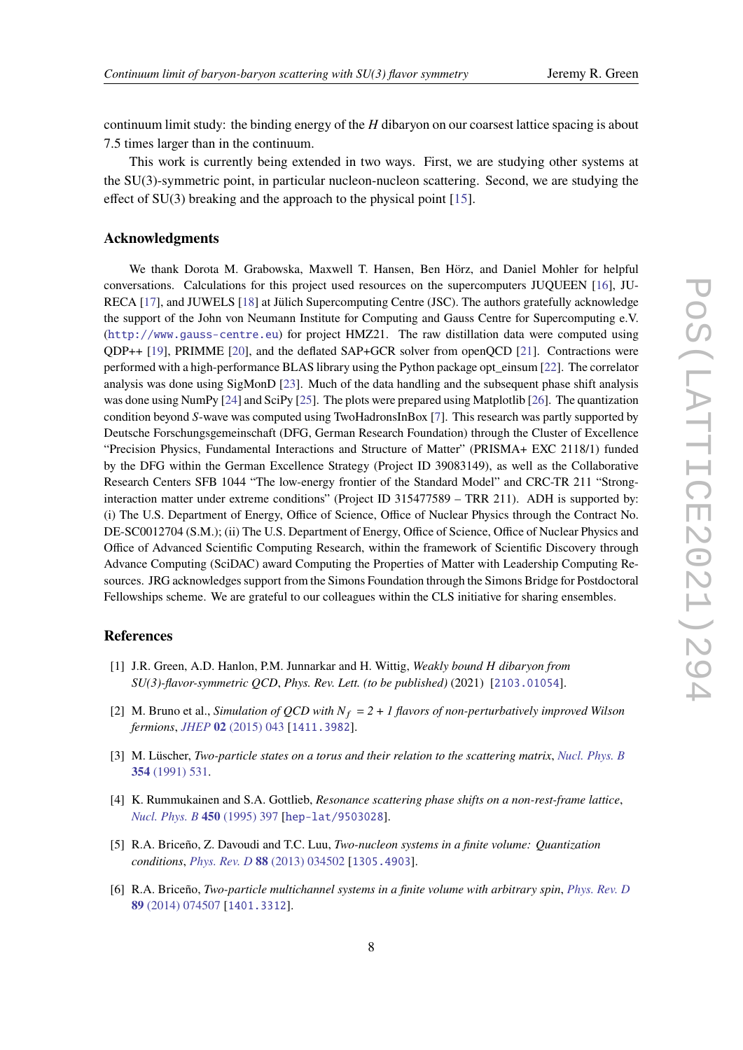continuum limit study: the binding energy of the $H$ dibaryon on our coarsest lattice spacing is about 7.5 times larger than in the continuum.

This work is currently being extended in two ways. First, we are studying other systems at the SU(3)-symmetric point, in particular nucleon-nucleon scattering. Second, we are studying the effect of SU(3) breaking and the approach to the physical point [15].

## Acknowledgments

We thank Dorota M. Grabowska, Maxwell T. Hansen, Ben Hörz, and Daniel Mohler for helpful conversations. Calculations for this project used resources on the supercomputers JUQUEEN [16], JURECA [17], and JUWELS [18] at Jülich Supercomputing Centre (JSC). The authors gratefully acknowledge the support of the John von Neumann Institute for Computing and Gauss Centre for Supercomputing e.V. (http://www.gauss-centre.eu) for project HMZ21. The raw distillation data were computed using QDP++ [19], PRIMME [20], and the deflated SAP+GCR solver from openQCD [21]. Contractions were performed with a high-performance BLAS library using the Python package opt_einsum [22]. The correlator analysis was done using SigMonD [23]. Much of the data handling and the subsequent phase shift analysis was done using NumPy [24] and SciPy [25]. The plots were prepared using Matplotlib [26]. The quantization condition beyond $S$-wave was computed using TwoHadronsInBox [7]. This research was partly supported by Deutsche Forschungsgemeinschaft (DFG, German Research Foundation) through the Cluster of Excellence "Precision Physics, Fundamental Interactions and Structure of Matter" (PRISMA+ EXC 2118/1) funded by the DFG within the German Excellence Strategy (Project ID 39083149), as well as the Collaborative Research Centers SFB 1044 "The low-energy frontier of the Standard Model" and CRC-TR 211 "Strong-interaction matter under extreme conditions" (Project ID 315477589 – TRR 211). ADH is supported by: (i) The U.S. Department of Energy, Office of Science, Office of Nuclear Physics through the Contract No. DE-SC0012704 (S.M.); (ii) The U.S. Department of Energy, Office of Science, Office of Nuclear Physics and Office of Advanced Scientific Computing Research, within the framework of Scientific Discovery through Advance Computing (SciDAC) award Computing the Properties of Matter with Leadership Computing Resources. JRG acknowledges support from the Simons Foundation through the Simons Bridge for Postdoctoral Fellowships scheme. We are grateful to our colleagues within the CLS initiative for sharing ensembles.

## References

[1] J.R. Green, A.D. Hanlon, P.M. Junnarkar and H. Wittig, *Weakly bound H dibaryon from SU(3)-flavor-symmetric QCD*, *Phys. Rev. Lett. (to be published)* (2021) [2103.01054].

[2] M. Bruno et al., *Simulation of QCD with $N_f = 2 + 1$ flavors of non-perturbatively improved Wilson fermions*, *JHEP* **02** (2015) 043 [1411.3982].

[3] M. Lüscher, *Two-particle states on a torus and their relation to the scattering matrix*, *Nucl. Phys. B* **354** (1991) 531.

[4] K. Rummukainen and S.A. Gottlieb, *Resonance scattering phase shifts on a non-rest-frame lattice*, *Nucl. Phys. B* **450** (1995) 397 [hep-lat/9503028].

[5] R.A. Briceño, Z. Davoudi and T.C. Luu, *Two-nucleon systems in a finite volume: Quantization conditions*, *Phys. Rev. D* **88** (2013) 034502 [1305.4903].

[6] R.A. Briceño, *Two-particle multichannel systems in a finite volume with arbitrary spin*, *Phys. Rev. D* **89** (2014) 074507 [1401.3312].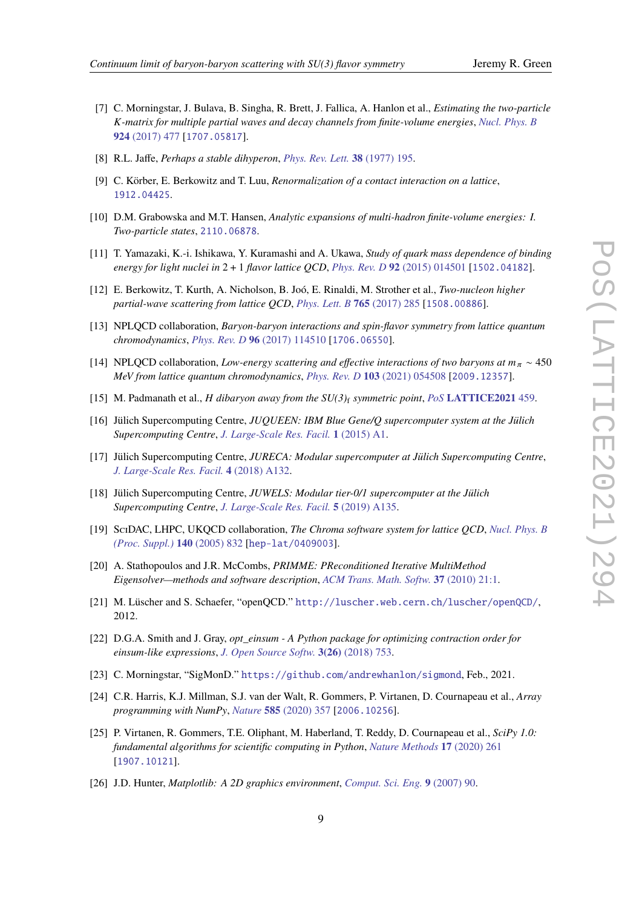[7] C. Morningstar, J. Bulava, B. Singha, R. Brett, J. Fallica, A. Hanlon et al., *Estimating the two-particle K-matrix for multiple partial waves and decay channels from finite-volume energies*, *Nucl. Phys. B* **924** (2017) 477 [1707.05817].

[8] R.L. Jaffe, *Perhaps a stable dihyperon*, *Phys. Rev. Lett.* **38** (1977) 195.

[9] C. Körber, E. Berkowitz and T. Luu, *Renormalization of a contact interaction on a lattice*, 1912.04425.

[10] D.M. Grabowska and M.T. Hansen, *Analytic expansions of multi-hadron finite-volume energies: I. Two-particle states*, 2110.06878.

[11] T. Yamazaki, K.-i. Ishikawa, Y. Kuramashi and A. Ukawa, *Study of quark mass dependence of binding energy for light nuclei in 2 + 1 flavor lattice QCD*, *Phys. Rev. D* **92** (2015) 014501 [1502.04182].

[12] E. Berkowitz, T. Kurth, A. Nicholson, B. Joó, E. Rinaldi, M. Strother et al., *Two-nucleon higher partial-wave scattering from lattice QCD*, *Phys. Lett. B* **765** (2017) 285 [1508.00886].

[13] NPLQCD collaboration, *Baryon-baryon interactions and spin-flavor symmetry from lattice quantum chromodynamics*, *Phys. Rev. D* **96** (2017) 114510 [1706.06550].

[14] NPLQCD collaboration, *Low-energy scattering and effective interactions of two baryons at $m_\pi \sim 450$ MeV from lattice quantum chromodynamics*, *Phys. Rev. D* **103** (2021) 054508 [2009.12357].

[15] M. Padmanath et al., *H dibaryon away from the SU(3)$_\mathrm{f}$ symmetric point*, *PoS* **LATTICE2021** 459.

[16] Jülich Supercomputing Centre, *JUQUEEN: IBM Blue Gene/Q supercomputer system at the Jülich Supercomputing Centre*, *J. Large-Scale Res. Facil.* **1** (2015) A1.

[17] Jülich Supercomputing Centre, *JURECA: Modular supercomputer at Jülich Supercomputing Centre*, *J. Large-Scale Res. Facil.* **4** (2018) A132.

[18] Jülich Supercomputing Centre, *JUWELS: Modular tier-0/1 supercomputer at the Jülich Supercomputing Centre*, *J. Large-Scale Res. Facil.* **5** (2019) A135.

[19] SciDAC, LHPC, UKQCD collaboration, *The Chroma software system for lattice QCD*, *Nucl. Phys. B (Proc. Suppl.)* **140** (2005) 832 [hep-lat/0409003].

[20] A. Stathopoulos and J.R. McCombs, *PRIMME: PReconditioned Iterative MultiMethod Eigensolver—methods and software description*, *ACM Trans. Math. Softw.* **37** (2010) 21:1.

[21] M. Lüscher and S. Schaefer, "openQCD." http://luscher.web.cern.ch/luscher/openQCD/, 2012.

[22] D.G.A. Smith and J. Gray, *opt_einsum - A Python package for optimizing contraction order for einsum-like expressions*, *J. Open Source Softw.* **3(26)** (2018) 753.

[23] C. Morningstar, "SigMonD." https://github.com/andrewhanlon/sigmond, Feb., 2021.

[24] C.R. Harris, K.J. Millman, S.J. van der Walt, R. Gommers, P. Virtanen, D. Cournapeau et al., *Array programming with NumPy*, *Nature* **585** (2020) 357 [2006.10256].

[25] P. Virtanen, R. Gommers, T.E. Oliphant, M. Haberland, T. Reddy, D. Cournapeau et al., *SciPy 1.0: fundamental algorithms for scientific computing in Python*, *Nature Methods* **17** (2020) 261 [1907.10121].

[26] J.D. Hunter, *Matplotlib: A 2D graphics environment*, *Comput. Sci. Eng.* **9** (2007) 90.